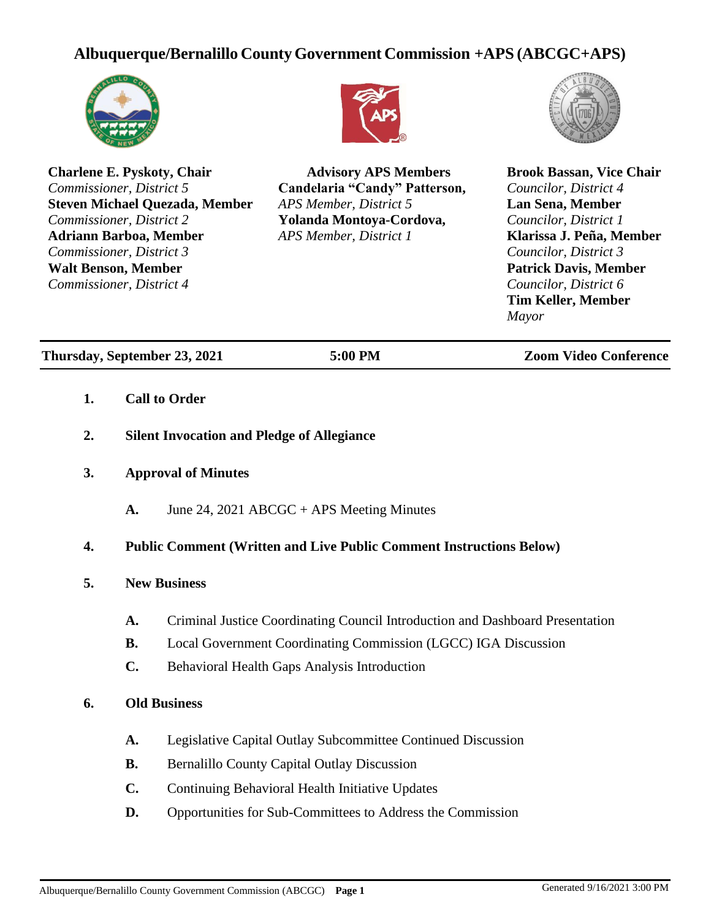# Albuquerque/Bernalillo County Government Commission +APS (ABCGC+APS)

**Charlene E. Pyskoty, Chair**
*Commissioner, District 5*
**Steven Michael Quezada, Member**
*Commissioner, District 2*
**Adriann Barboa, Member**
*Commissioner, District 3*
**Walt Benson, Member**
*Commissioner, District 4*

**Advisory APS Members**
**Candelaria "Candy" Patterson,**
*APS Member, District 5*
**Yolanda Montoya-Cordova,**
*APS Member, District 1*

**Brook Bassan, Vice Chair**
*Councilor, District 4*
**Lan Sena, Member**
*Councilor, District 1*
**Klarissa J. Peña, Member**
*Councilor, District 3*
**Patrick Davis, Member**
*Councilor, District 6*
**Tim Keller, Member**
*Mayor*

---

**Thursday, September 23, 2021** | **5:00 PM** | **Zoom Video Conference**

---

1. **Call to Order**

2. **Silent Invocation and Pledge of Allegiance**

3. **Approval of Minutes**

   A. June 24, 2021 ABCGC + APS Meeting Minutes

4. **Public Comment (Written and Live Public Comment Instructions Below)**

5. **New Business**

   A. Criminal Justice Coordinating Council Introduction and Dashboard Presentation

   B. Local Government Coordinating Commission (LGCC) IGA Discussion

   C. Behavioral Health Gaps Analysis Introduction

6. **Old Business**

   A. Legislative Capital Outlay Subcommittee Continued Discussion

   B. Bernalillo County Capital Outlay Discussion

   C. Continuing Behavioral Health Initiative Updates

   D. Opportunities for Sub-Committees to Address the Commission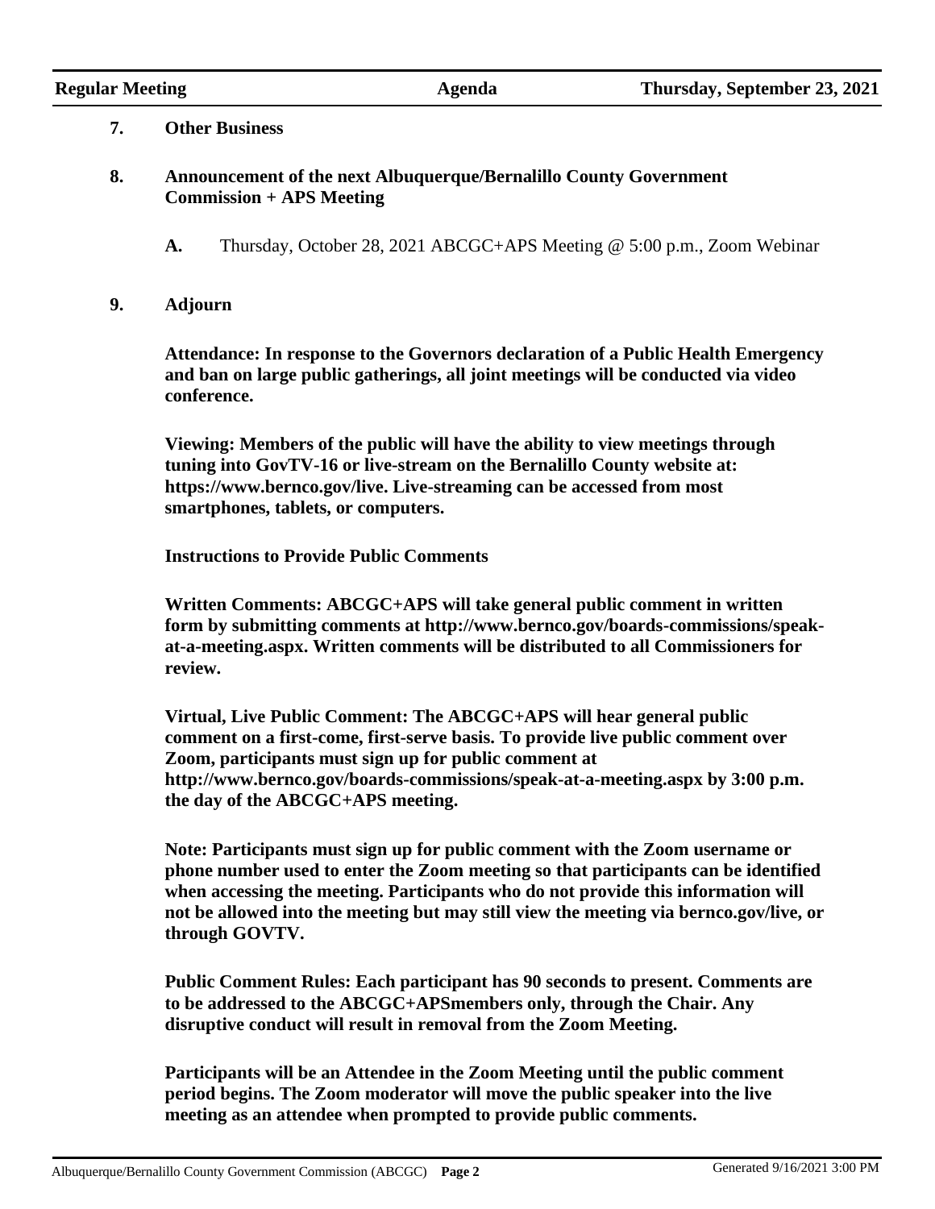**7. Other Business**

**8. Announcement of the next Albuquerque/Bernalillo County Government Commission + APS Meeting**

**A.** Thursday, October 28, 2021 ABCGC+APS Meeting @ 5:00 p.m., Zoom Webinar

**9. Adjourn**

**Attendance: In response to the Governors declaration of a Public Health Emergency and ban on large public gatherings, all joint meetings will be conducted via video conference.**

**Viewing: Members of the public will have the ability to view meetings through tuning into GovTV-16 or live-stream on the Bernalillo County website at: https://www.bernco.gov/live. Live-streaming can be accessed from most smartphones, tablets, or computers.**

**Instructions to Provide Public Comments**

**Written Comments: ABCGC+APS will take general public comment in written form by submitting comments at http://www.bernco.gov/boards-commissions/speak-at-a-meeting.aspx. Written comments will be distributed to all Commissioners for review.**

**Virtual, Live Public Comment: The ABCGC+APS will hear general public comment on a first-come, first-serve basis. To provide live public comment over Zoom, participants must sign up for public comment at http://www.bernco.gov/boards-commissions/speak-at-a-meeting.aspx by 3:00 p.m. the day of the ABCGC+APS meeting.**

**Note: Participants must sign up for public comment with the Zoom username or phone number used to enter the Zoom meeting so that participants can be identified when accessing the meeting. Participants who do not provide this information will not be allowed into the meeting but may still view the meeting via bernco.gov/live, or through GOVTV.**

**Public Comment Rules: Each participant has 90 seconds to present. Comments are to be addressed to the ABCGC+APSmembers only, through the Chair. Any disruptive conduct will result in removal from the Zoom Meeting.**

**Participants will be an Attendee in the Zoom Meeting until the public comment period begins. The Zoom moderator will move the public speaker into the live meeting as an attendee when prompted to provide public comments.**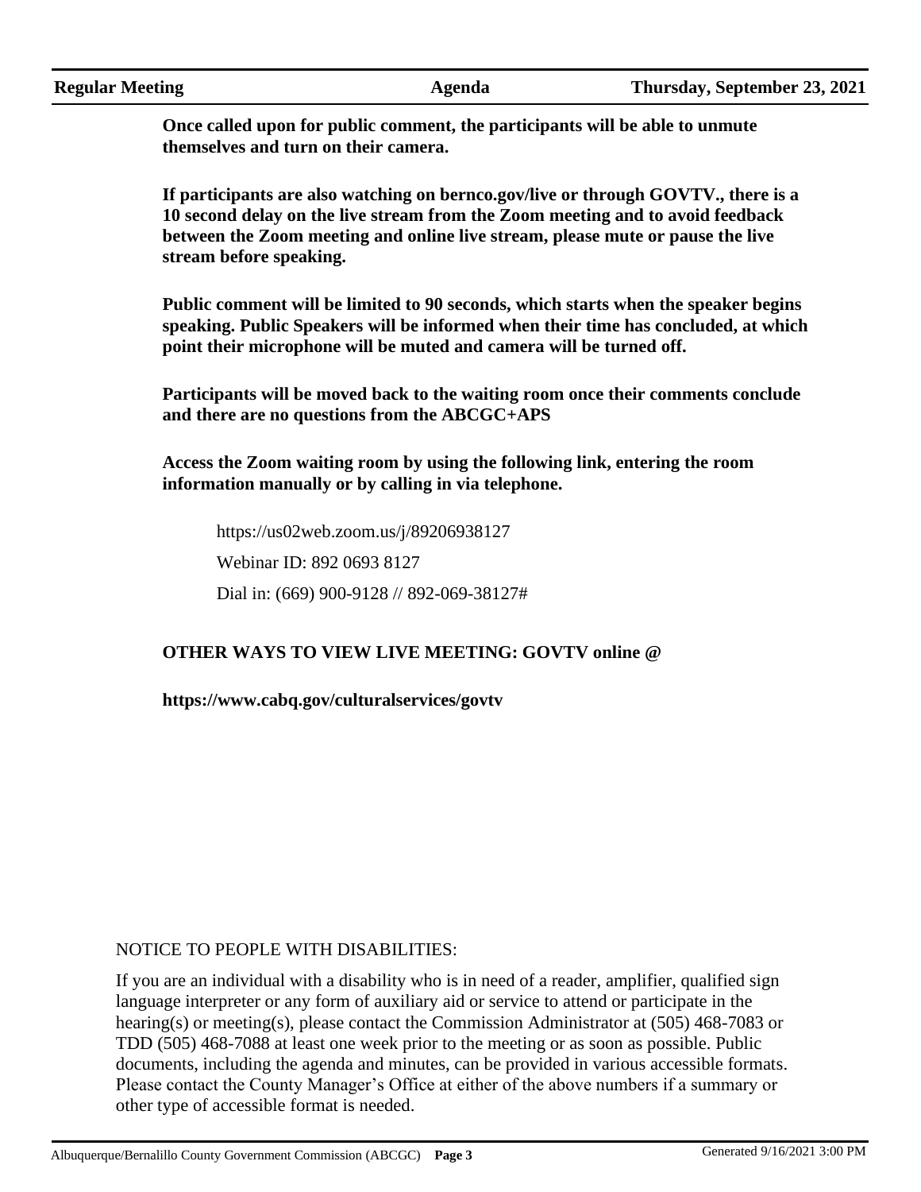**Once called upon for public comment, the participants will be able to unmute themselves and turn on their camera.**

**If participants are also watching on bernco.gov/live or through GOVTV., there is a 10 second delay on the live stream from the Zoom meeting and to avoid feedback between the Zoom meeting and online live stream, please mute or pause the live stream before speaking.**

**Public comment will be limited to 90 seconds, which starts when the speaker begins speaking. Public Speakers will be informed when their time has concluded, at which point their microphone will be muted and camera will be turned off.**

**Participants will be moved back to the waiting room once their comments conclude and there are no questions from the ABCGC+APS**

**Access the Zoom waiting room by using the following link, entering the room information manually or by calling in via telephone.**

https://us02web.zoom.us/j/89206938127

Webinar ID: 892 0693 8127

Dial in: (669) 900-9128 // 892-069-38127#

**OTHER WAYS TO VIEW LIVE MEETING: GOVTV online @**

**https://www.cabq.gov/culturalservices/govtv**

NOTICE TO PEOPLE WITH DISABILITIES:

If you are an individual with a disability who is in need of a reader, amplifier, qualified sign language interpreter or any form of auxiliary aid or service to attend or participate in the hearing(s) or meeting(s), please contact the Commission Administrator at (505) 468-7083 or TDD (505) 468-7088 at least one week prior to the meeting or as soon as possible. Public documents, including the agenda and minutes, can be provided in various accessible formats. Please contact the County Manager's Office at either of the above numbers if a summary or other type of accessible format is needed.